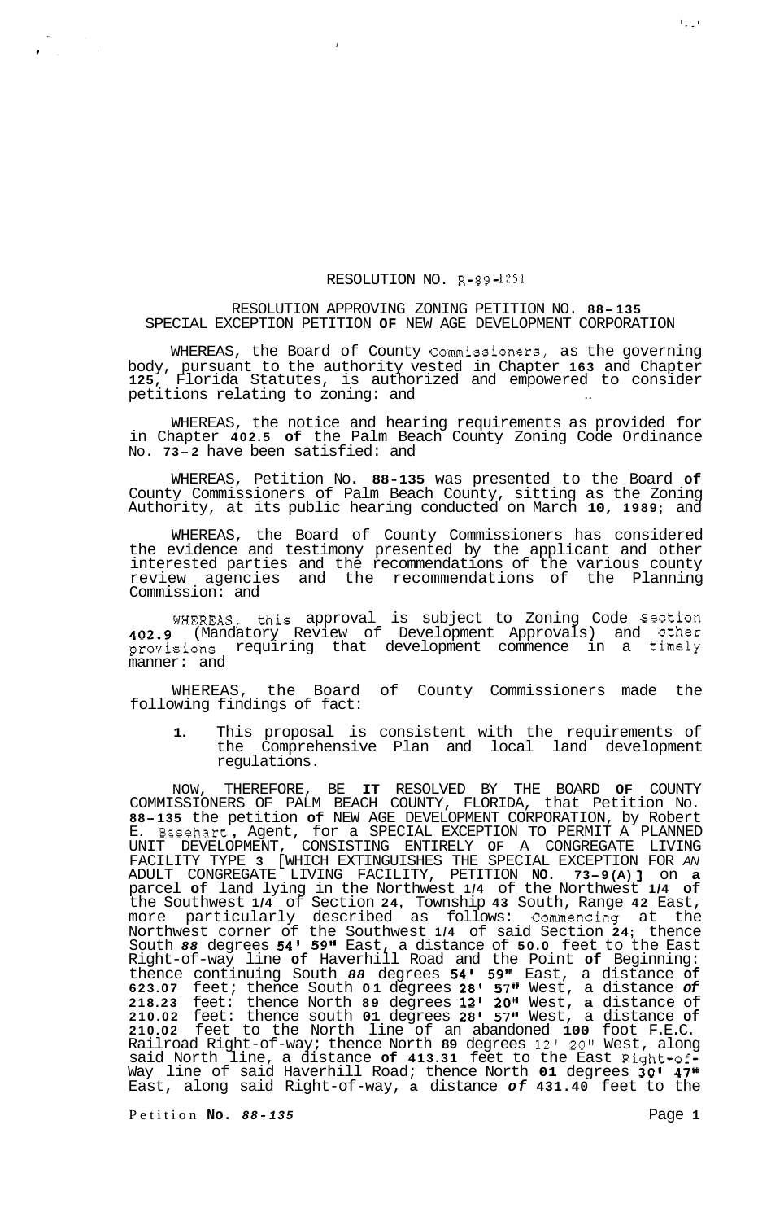RESOLUTION NO. R-89-1251

RESOLUTION APPROVING ZONING PETITION NO. 88-135
SPECIAL EXCEPTION PETITION OF NEW AGE DEVELOPMENT CORPORATION

WHEREAS, the Board of County Commissioners, as the governing body, pursuant to the authority vested in Chapter 163 and Chapter 125, Florida Statutes, is authorized and empowered to consider petitions relating to zoning: and

WHEREAS, the notice and hearing requirements as provided for in Chapter 402.5 of the Palm Beach County Zoning Code Ordinance No. 73-2 have been satisfied: and

WHEREAS, Petition No. 88-135 was presented to the Board of County Commissioners of Palm Beach County, sitting as the Zoning Authority, at its public hearing conducted on March 10, 1989; and

WHEREAS, the Board of County Commissioners has considered the evidence and testimony presented by the applicant and other interested parties and the recommendations of the various county review agencies and the recommendations of the Planning Commission: and

WHEREAS, this approval is subject to Zoning Code Section 402.9 (Mandatory Review of Development Approvals) and other provisions requiring that development commence in a timely manner: and

WHEREAS, the Board of County Commissioners made the following findings of fact:

1. This proposal is consistent with the requirements of the Comprehensive Plan and local land development regulations.

NOW, THEREFORE, BE IT RESOLVED BY THE BOARD OF COUNTY COMMISSIONERS OF PALM BEACH COUNTY, FLORIDA, that Petition No. 88-135 the petition of NEW AGE DEVELOPMENT CORPORATION, by Robert E. Basehart, Agent, for a SPECIAL EXCEPTION TO PERMIT A PLANNED UNIT DEVELOPMENT, CONSISTING ENTIRELY OF A CONGREGATE LIVING FACILITY TYPE 3 [WHICH EXTINGUISHES THE SPECIAL EXCEPTION FOR AN ADULT CONGREGATE LIVING FACILITY, PETITION NO. 73-9(A)] on a parcel of land lying in the Northwest 1/4 of the Northwest 1/4 of the Southwest 1/4 of Section 24, Township 43 South, Range 42 East, more particularly described as follows: Commencing at the Northwest corner of the Southwest 1/4 of said Section 24; thence South 88 degrees 54' 59" East, a distance of 50.0 feet to the East Right-of-way line of Haverhill Road and the Point of Beginning: thence continuing South 88 degrees 54' 59" East, a distance of 623.07 feet; thence South 01 degrees 28' 57" West, a distance of 218.23 feet: thence North 89 degrees 12' 20" West, a distance of 210.02 feet: thence south 01 degrees 28' 57" West, a distance of 210.02 feet to the North line of an abandoned 100 foot F.E.C. Railroad Right-of-way; thence North 89 degrees 12' 20" West, along said North line, a distance of 413.31 feet to the East Right-of-Way line of said Haverhill Road; thence North 01 degrees 30' 47" East, along said Right-of-way, a distance of 431.40 feet to the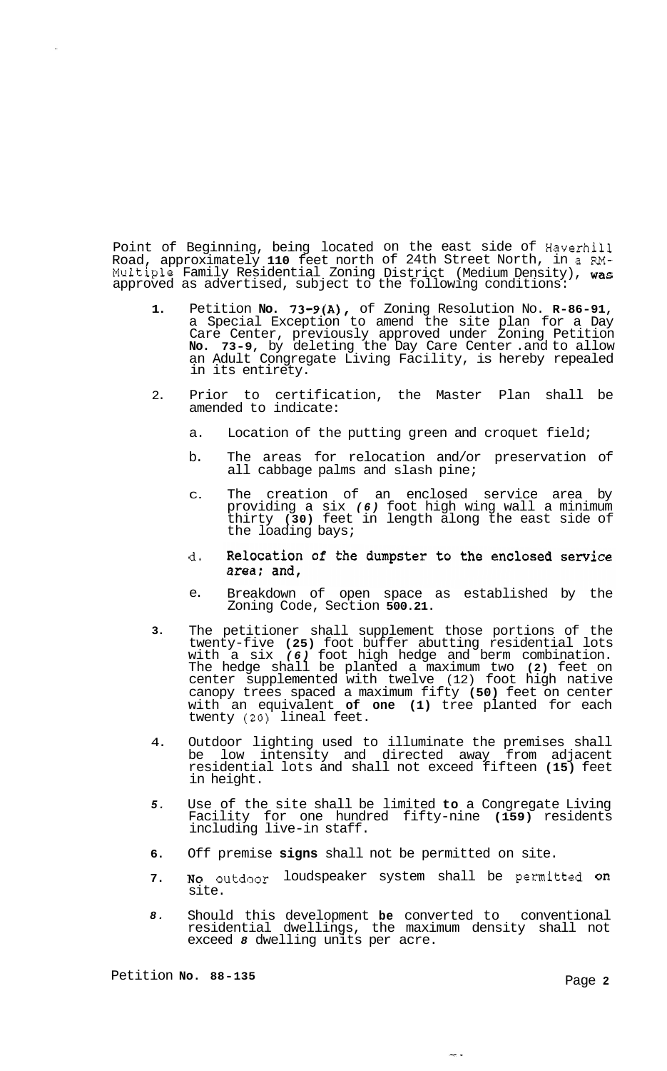Point of Beginning, being located on the east side of Haverhill Road, approximately 110 feet north of 24th Street North, in a RM-Multiple Family Residential Zoning District (Medium Density), was approved as advertised, subject to the following conditions:

1. Petition No. 73-9(A), of Zoning Resolution No. R-86-91, a Special Exception to amend the site plan for a Day Care Center, previously approved under Zoning Petition No. 73-9, by deleting the Day Care Center and to allow an Adult Congregate Living Facility, is hereby repealed in its entirety.

2. Prior to certification, the Master Plan shall be amended to indicate:

   a. Location of the putting green and croquet field;

   b. The areas for relocation and/or preservation of all cabbage palms and slash pine;

   c. The creation of an enclosed service area by providing a six (6) foot high wing wall a minimum thirty (30) feet in length along the east side of the loading bays;

   d. Relocation of the dumpster to the enclosed service area; and,

   e. Breakdown of open space as established by the Zoning Code, Section 500.21.

3. The petitioner shall supplement those portions of the twenty-five (25) foot buffer abutting residential lots with a six (6) foot high hedge and berm combination. The hedge shall be planted a maximum two (2) feet on center supplemented with twelve (12) foot high native canopy trees spaced a maximum fifty (50) feet on center with an equivalent of one (1) tree planted for each twenty (20) lineal feet.

4. Outdoor lighting used to illuminate the premises shall be low intensity and directed away from adjacent residential lots and shall not exceed fifteen (15) feet in height.

5. Use of the site shall be limited to a Congregate Living Facility for one hundred fifty-nine (159) residents including live-in staff.

6. Off premise signs shall not be permitted on site.

7. No outdoor loudspeaker system shall be permitted on site.

8. Should this development be converted to conventional residential dwellings, the maximum density shall not exceed 8 dwelling units per acre.

Petition No. 88-135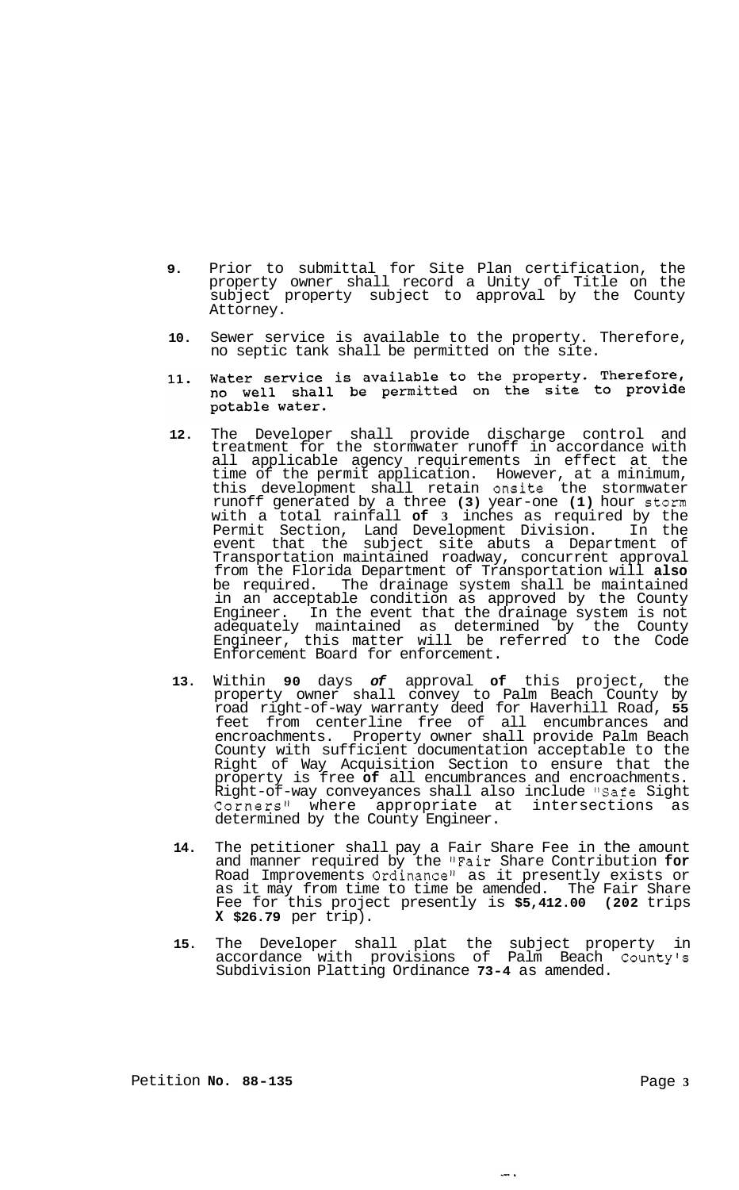9. Prior to submittal for Site Plan certification, the property owner shall record a Unity of Title on the subject property subject to approval by the County Attorney.

10. Sewer service is available to the property. Therefore, no septic tank shall be permitted on the site.

11. Water service is available to the property. Therefore, no well shall be permitted on the site to provide potable water.

12. The Developer shall provide discharge control and treatment for the stormwater runoff in accordance with all applicable agency requirements in effect at the time of the permit application. However, at a minimum, this development shall retain onsite the stormwater runoff generated by a three **(3)** year-one **(1)** hour storm with a total rainfall **of 3** inches as required by the Permit Section, Land Development Division. In the event that the subject site abuts a Department of Transportation maintained roadway, concurrent approval from the Florida Department of Transportation will **also** be required. The drainage system shall be maintained in an acceptable condition as approved by the County Engineer. In the event that the drainage system is not adequately maintained as determined by the County Engineer, this matter will be referred to the Code Enforcement Board for enforcement.

13. Within **90** days ***of*** approval **of** this project, the property owner shall convey to Palm Beach County by road right-of-way warranty deed for Haverhill Road, **55** feet from centerline free of all encumbrances and encroachments. Property owner shall provide Palm Beach County with sufficient documentation acceptable to the Right of Way Acquisition Section to ensure that the property is free **of** all encumbrances and encroachments. Right-of-way conveyances shall also include "Safe Sight Corners" where appropriate at intersections as determined by the County Engineer.

14. The petitioner shall pay a Fair Share Fee in the amount and manner required by the "Fair Share Contribution **for** Road Improvements Ordinance" as it presently exists or as it may from time to time be amended. The Fair Share Fee for this project presently is **$5,412.00 (202** trips **X $26.79** per trip).

15. The Developer shall plat the subject property in accordance with provisions of Palm Beach County's Subdivision Platting Ordinance **73-4** as amended.

Petition **No. 88-135**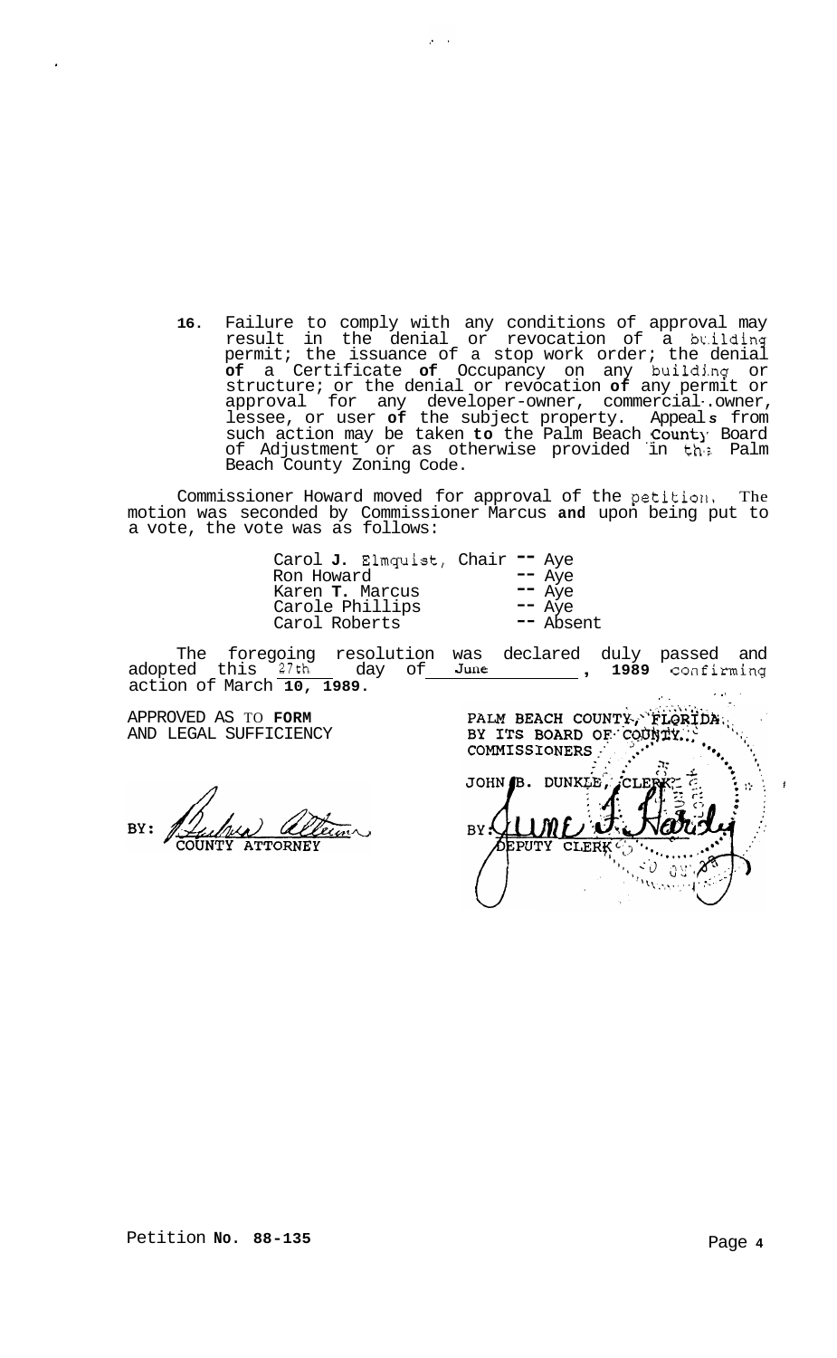16. Failure to comply with any conditions of approval may result in the denial or revocation of a building permit; the issuance of a stop work order; the denial of a Certificate of Occupancy on any building or structure; or the denial or revocation of any permit or approval for any developer-owner, commercial-owner, lessee, or user of the subject property. Appeals from such action may be taken to the Palm Beach County Board of Adjustment or as otherwise provided in the Palm Beach County Zoning Code.

Commissioner Howard moved for approval of the petition. The motion was seconded by Commissioner Marcus and upon being put to a vote, the vote was as follows:

| | |
|---|---|
| Carol J. Elmquist, Chair | -- Aye |
| Ron Howard | -- Aye |
| Karen T. Marcus | -- Aye |
| Carole Phillips | -- Aye |
| Carol Roberts | -- Absent |

The foregoing resolution was declared duly passed and adopted this 27th day of June, 1989 confirming action of March 10, 1989.

APPROVED AS TO FORM
AND LEGAL SUFFICIENCY

BY: COUNTY ATTORNEY

PALM BEACH COUNTY, FLORIDA
BY ITS BOARD OF COUNTY COMMISSIONERS

JOHN B. DUNKLE, CLERK

BY: DEPUTY CLERK

Petition No. 88-135